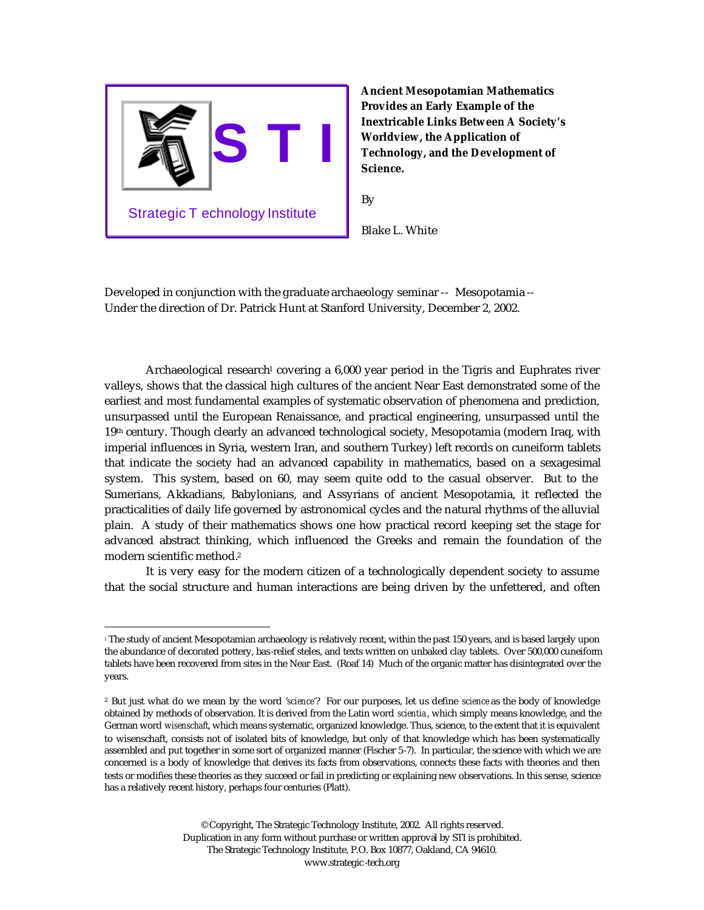S T I

Strategic Technology Institute

**Ancient Mesopotamian Mathematics Provides an Early Example of the Inextricable Links Between A Society's Worldview, the Application of Technology, and the Development of Science.**

By

Blake L. White

Developed in conjunction with the graduate archaeology seminar -- Mesopotamia -- Under the direction of Dr. Patrick Hunt at Stanford University, December 2, 2002.

Archaeological research[1] covering a 6,000 year period in the Tigris and Euphrates river valleys, shows that the classical high cultures of the ancient Near East demonstrated some of the earliest and most fundamental examples of systematic observation of phenomena and prediction, unsurpassed until the European Renaissance, and practical engineering, unsurpassed until the 19th century. Though clearly an advanced technological society, Mesopotamia (modern Iraq, with imperial influences in Syria, western Iran, and southern Turkey) left records on cuneiform tablets that indicate the society had an advanced capability in mathematics, based on a sexagesimal system. This system, based on 60, may seem quite odd to the casual observer. But to the Sumerians, Akkadians, Babylonians, and Assyrians of ancient Mesopotamia, it reflected the practicalities of daily life governed by astronomical cycles and the natural rhythms of the alluvial plain. A study of their mathematics shows one how practical record keeping set the stage for advanced abstract thinking, which influenced the Greeks and remain the foundation of the modern scientific method.[2]

It is very easy for the modern citizen of a technologically dependent society to assume that the social structure and human interactions are being driven by the unfettered, and often

---

[1] The study of ancient Mesopotamian archaeology is relatively recent, within the past 150 years, and is based largely upon the abundance of decorated pottery, bas-relief steles, and texts written on unbaked clay tablets. Over 500,000 cuneiform tablets have been recovered from sites in the Near East. (Roaf 14) Much of the organic matter has disintegrated over the years.

[2] But just what do we mean by the word *'science'*? For our purposes, let us define *science* as the body of knowledge obtained by methods of observation. It is derived from the Latin word *scientia*, which simply means knowledge, and the German word *wisenschaft*, which means systematic, organized knowledge. Thus, science, to the extent that it is equivalent to wisenschaft, consists not of isolated bits of knowledge, but only of that knowledge which has been systematically assembled and put together in some sort of organized manner (Fischer 5-7). In particular, the science with which we are concerned is a body of knowledge that derives its facts from observations, connects these facts with theories and then tests or modifies these theories as they succeed or fail in predicting or explaining new observations. In this sense, science has a relatively recent history, perhaps four centuries (Platt).

© Copyright, The Strategic Technology Institute, 2002. All rights reserved.
Duplication in any form without purchase or written approval by STI is prohibited.
The Strategic Technology Institute, P.O. Box 10877, Oakland, CA 94610.
www.strategic-tech.org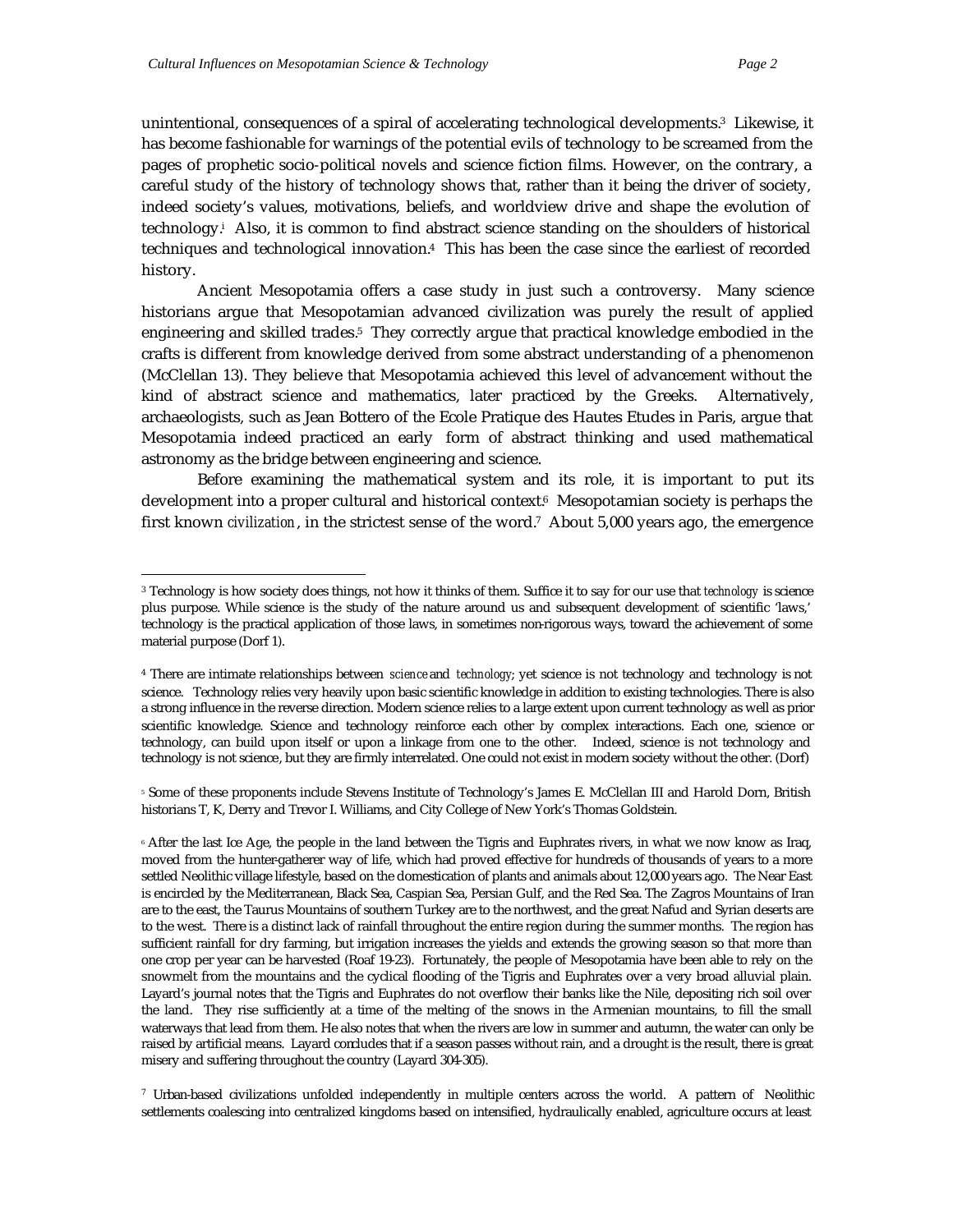unintentional, consequences of a spiral of accelerating technological developments.[3] Likewise, it has become fashionable for warnings of the potential evils of technology to be screamed from the pages of prophetic socio-political novels and science fiction films. However, on the contrary, a careful study of the history of technology shows that, rather than it being the driver of society, indeed society's values, motivations, beliefs, and worldview drive and shape the evolution of technology.[i] Also, it is common to find abstract science standing on the shoulders of historical techniques and technological innovation.[4] This has been the case since the earliest of recorded history.

Ancient Mesopotamia offers a case study in just such a controversy. Many science historians argue that Mesopotamian advanced civilization was purely the result of applied engineering and skilled trades.[5] They correctly argue that practical knowledge embodied in the crafts is different from knowledge derived from some abstract understanding of a phenomenon (McClellan 13). They believe that Mesopotamia achieved this level of advancement without the kind of abstract science and mathematics, later practiced by the Greeks. Alternatively, archaeologists, such as Jean Bottero of the Ecole Pratique des Hautes Etudes in Paris, argue that Mesopotamia indeed practiced an early form of abstract thinking and used mathematical astronomy as the bridge between engineering and science.

Before examining the mathematical system and its role, it is important to put its development into a proper cultural and historical context.[6] Mesopotamian society is perhaps the first known *civilization*, in the strictest sense of the word.[7] About 5,000 years ago, the emergence

---

[3] Technology is how society does things, not how it thinks of them. Suffice it to say for our use that *technology* is science plus purpose. While science is the study of the nature around us and subsequent development of scientific 'laws,' technology is the practical application of those laws, in sometimes non-rigorous ways, toward the achievement of some material purpose (Dorf 1).

[4] There are intimate relationships between *science* and *technology*; yet science is not technology and technology is not science. Technology relies very heavily upon basic scientific knowledge in addition to existing technologies. There is also a strong influence in the reverse direction. Modern science relies to a large extent upon current technology as well as prior scientific knowledge. Science and technology reinforce each other by complex interactions. Each one, science or technology, can build upon itself or upon a linkage from one to the other. Indeed, science is not technology and technology is not science, but they are firmly interrelated. One could not exist in modern society without the other. (Dorf)

[5] Some of these proponents include Stevens Institute of Technology's James E. McClellan III and Harold Dorn, British historians T, K, Derry and Trevor I. Williams, and City College of New York's Thomas Goldstein.

[6] After the last Ice Age, the people in the land between the Tigris and Euphrates rivers, in what we now know as Iraq, moved from the hunter-gatherer way of life, which had proved effective for hundreds of thousands of years to a more settled Neolithic village lifestyle, based on the domestication of plants and animals about 12,000 years ago. The Near East is encircled by the Mediterranean, Black Sea, Caspian Sea, Persian Gulf, and the Red Sea. The Zagros Mountains of Iran are to the east, the Taurus Mountains of southern Turkey are to the northwest, and the great Nafud and Syrian deserts are to the west. There is a distinct lack of rainfall throughout the entire region during the summer months. The region has sufficient rainfall for dry farming, but irrigation increases the yields and extends the growing season so that more than one crop per year can be harvested (Roaf 19-23). Fortunately, the people of Mesopotamia have been able to rely on the snowmelt from the mountains and the cyclical flooding of the Tigris and Euphrates over a very broad alluvial plain. Layard's journal notes that the Tigris and Euphrates do not overflow their banks like the Nile, depositing rich soil over the land. They rise sufficiently at a time of the melting of the snows in the Armenian mountains, to fill the small waterways that lead from them. He also notes that when the rivers are low in summer and autumn, the water can only be raised by artificial means. Layard concludes that if a season passes without rain, and a drought is the result, there is great misery and suffering throughout the country (Layard 304-305).

[7] Urban-based civilizations unfolded independently in multiple centers across the world. A pattern of Neolithic settlements coalescing into centralized kingdoms based on intensified, hydraulically enabled, agriculture occurs at least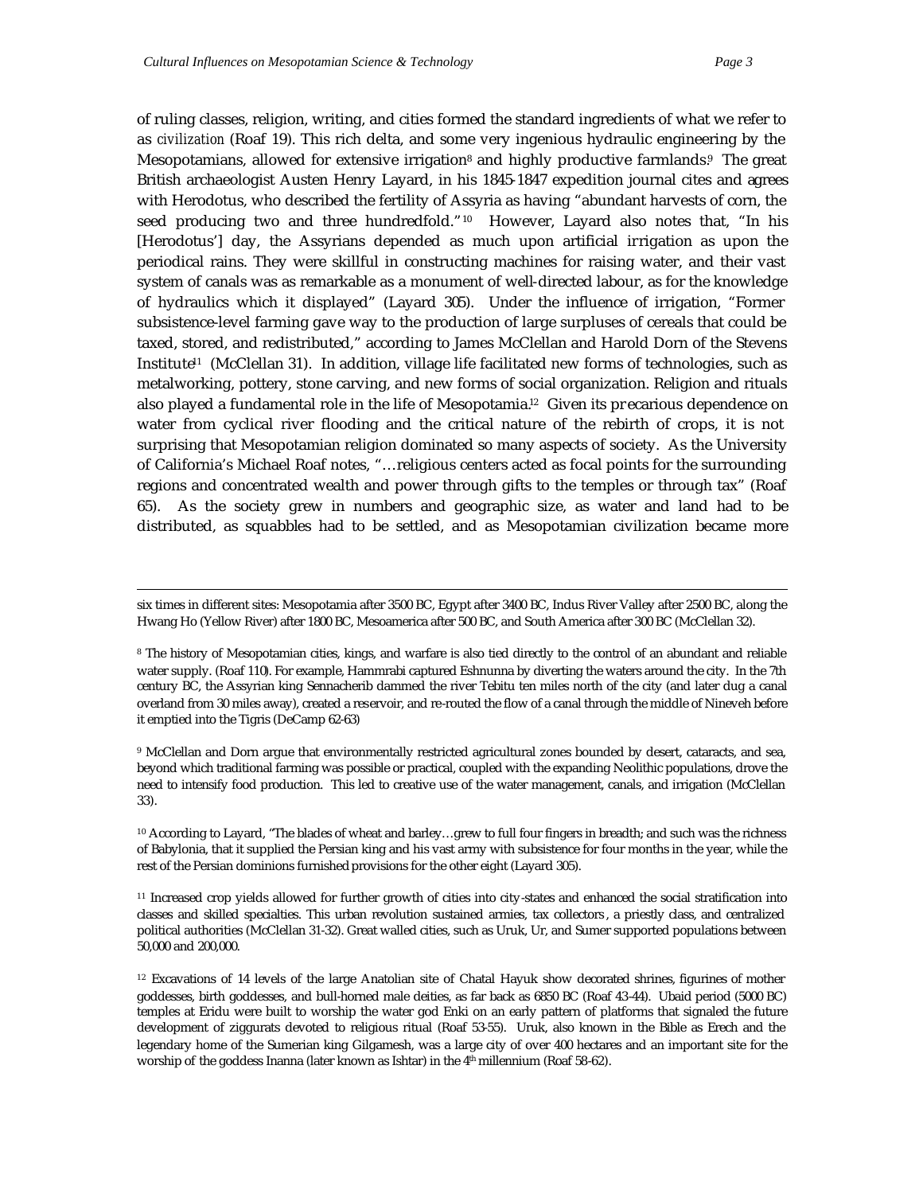of ruling classes, religion, writing, and cities formed the standard ingredients of what we refer to as *civilization* (Roaf 19). This rich delta, and some very ingenious hydraulic engineering by the Mesopotamians, allowed for extensive irrigation[8] and highly productive farmlands.[9] The great British archaeologist Austen Henry Layard, in his 1845-1847 expedition journal cites and agrees with Herodotus, who described the fertility of Assyria as having "abundant harvests of corn, the seed producing two and three hundredfold."[10] However, Layard also notes that, "In his [Herodotus'] day, the Assyrians depended as much upon artificial irrigation as upon the periodical rains. They were skillful in constructing machines for raising water, and their vast system of canals was as remarkable as a monument of well-directed labour, as for the knowledge of hydraulics which it displayed" (Layard 305). Under the influence of irrigation, "Former subsistence-level farming gave way to the production of large surpluses of cereals that could be taxed, stored, and redistributed," according to James McClellan and Harold Dorn of the Stevens Institute[11] (McClellan 31). In addition, village life facilitated new forms of technologies, such as metalworking, pottery, stone carving, and new forms of social organization. Religion and rituals also played a fundamental role in the life of Mesopotamia.[12] Given its precarious dependence on water from cyclical river flooding and the critical nature of the rebirth of crops, it is not surprising that Mesopotamian religion dominated so many aspects of society. As the University of California's Michael Roaf notes, "…religious centers acted as focal points for the surrounding regions and concentrated wealth and power through gifts to the temples or through tax" (Roaf 65). As the society grew in numbers and geographic size, as water and land had to be distributed, as squabbles had to be settled, and as Mesopotamian civilization became more

---

six times in different sites: Mesopotamia after 3500 BC, Egypt after 3400 BC, Indus River Valley after 2500 BC, along the Hwang Ho (Yellow River) after 1800 BC, Mesoamerica after 500 BC, and South America after 300 BC (McClellan 32).

[8] The history of Mesopotamian cities, kings, and warfare is also tied directly to the control of an abundant and reliable water supply. (Roaf 110). For example, Hammrabi captured Eshnunna by diverting the waters around the city. In the 7th century BC, the Assyrian king Sennacherib dammed the river Tebitu ten miles north of the city (and later dug a canal overland from 30 miles away), created a reservoir, and re-routed the flow of a canal through the middle of Nineveh before it emptied into the Tigris (DeCamp 62-63)

[9] McClellan and Dorn argue that environmentally restricted agricultural zones bounded by desert, cataracts, and sea, beyond which traditional farming was possible or practical, coupled with the expanding Neolithic populations, drove the need to intensify food production. This led to creative use of the water management, canals, and irrigation (McClellan 33).

[10] According to Layard, "The blades of wheat and barley…grew to full four fingers in breadth; and such was the richness of Babylonia, that it supplied the Persian king and his vast army with subsistence for four months in the year, while the rest of the Persian dominions furnished provisions for the other eight (Layard 305).

[11] Increased crop yields allowed for further growth of cities into city-states and enhanced the social stratification into classes and skilled specialties. This urban revolution sustained armies, tax collectors, a priestly class, and centralized political authorities (McClellan 31-32). Great walled cities, such as Uruk, Ur, and Sumer supported populations between 50,000 and 200,000.

[12] Excavations of 14 levels of the large Anatolian site of Chatal Hayuk show decorated shrines, figurines of mother goddesses, birth goddesses, and bull-horned male deities, as far back as 6850 BC (Roaf 43-44). Ubaid period (5000 BC) temples at Eridu were built to worship the water god Enki on an early pattern of platforms that signaled the future development of ziggurats devoted to religious ritual (Roaf 53-55). Uruk, also known in the Bible as Erech and the legendary home of the Sumerian king Gilgamesh, was a large city of over 400 hectares and an important site for the worship of the goddess Inanna (later known as Ishtar) in the 4th millennium (Roaf 58-62).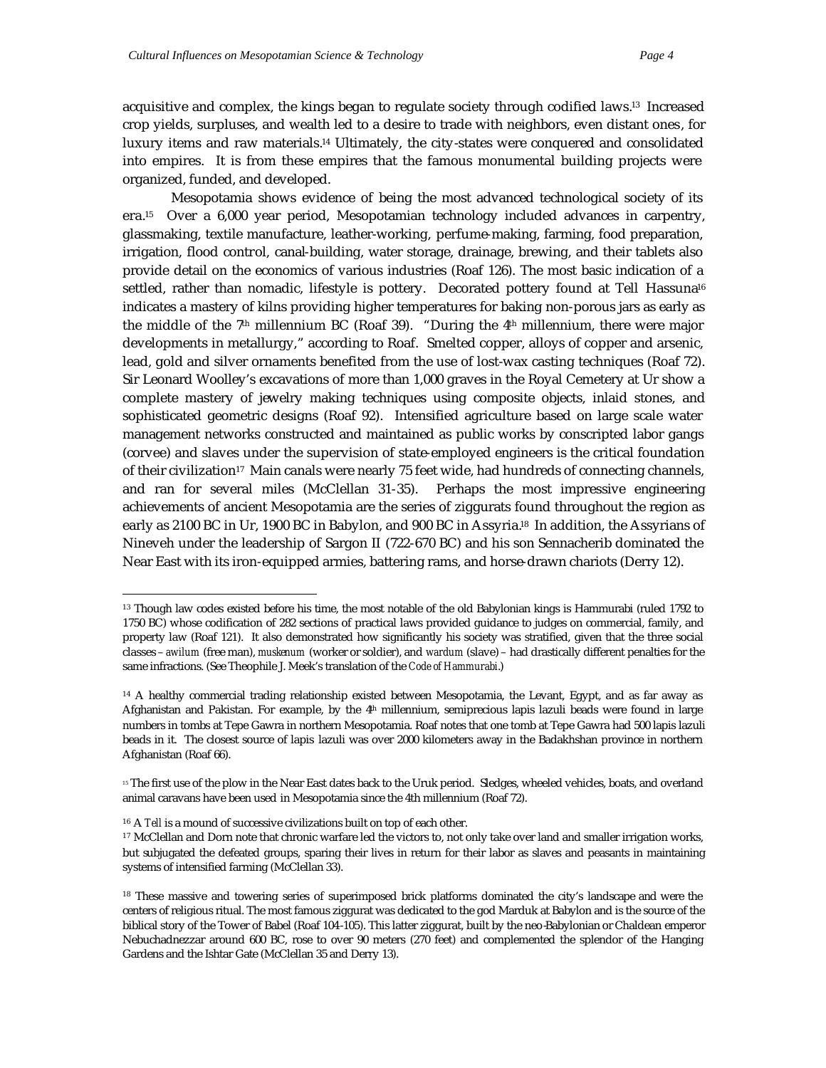acquisitive and complex, the kings began to regulate society through codified laws.[13] Increased crop yields, surpluses, and wealth led to a desire to trade with neighbors, even distant ones, for luxury items and raw materials.[14] Ultimately, the city-states were conquered and consolidated into empires. It is from these empires that the famous monumental building projects were organized, funded, and developed.

Mesopotamia shows evidence of being the most advanced technological society of its era.[15] Over a 6,000 year period, Mesopotamian technology included advances in carpentry, glassmaking, textile manufacture, leather-working, perfume-making, farming, food preparation, irrigation, flood control, canal-building, water storage, drainage, brewing, and their tablets also provide detail on the economics of various industries (Roaf 126). The most basic indication of a settled, rather than nomadic, lifestyle is pottery. Decorated pottery found at Tell Hassuna[16] indicates a mastery of kilns providing higher temperatures for baking non-porous jars as early as the middle of the 7th millennium BC (Roaf 39). "During the 4th millennium, there were major developments in metallurgy," according to Roaf. Smelted copper, alloys of copper and arsenic, lead, gold and silver ornaments benefited from the use of lost-wax casting techniques (Roaf 72). Sir Leonard Woolley's excavations of more than 1,000 graves in the Royal Cemetery at Ur show a complete mastery of jewelry making techniques using composite objects, inlaid stones, and sophisticated geometric designs (Roaf 92). Intensified agriculture based on large scale water management networks constructed and maintained as public works by conscripted labor gangs (corvee) and slaves under the supervision of state-employed engineers is the critical foundation of their civilization[17] Main canals were nearly 75 feet wide, had hundreds of connecting channels, and ran for several miles (McClellan 31-35). Perhaps the most impressive engineering achievements of ancient Mesopotamia are the series of ziggurats found throughout the region as early as 2100 BC in Ur, 1900 BC in Babylon, and 900 BC in Assyria.[18] In addition, the Assyrians of Nineveh under the leadership of Sargon II (722-670 BC) and his son Sennacherib dominated the Near East with its iron-equipped armies, battering rams, and horse-drawn chariots (Derry 12).

---

[13] Though law codes existed before his time, the most notable of the old Babylonian kings is Hammurabi (ruled 1792 to 1750 BC) whose codification of 282 sections of practical laws provided guidance to judges on commercial, family, and property law (Roaf 121). It also demonstrated how significantly his society was stratified, given that the three social classes – *awilum* (free man), *muskenum* (worker or soldier), and *wardum* (slave) – had drastically different penalties for the same infractions. (See Theophile J. Meek's translation of the *Code of Hammurabi*.)

[14] A healthy commercial trading relationship existed between Mesopotamia, the Levant, Egypt, and as far away as Afghanistan and Pakistan. For example, by the 4th millennium, semiprecious lapis lazuli beads were found in large numbers in tombs at Tepe Gawra in northern Mesopotamia. Roaf notes that one tomb at Tepe Gawra had 500 lapis lazuli beads in it. The closest source of lapis lazuli was over 2000 kilometers away in the Badakhshan province in northern Afghanistan (Roaf 66).

[15] The first use of the plow in the Near East dates back to the Uruk period. Sledges, wheeled vehicles, boats, and overland animal caravans have been used in Mesopotamia since the 4th millennium (Roaf 72).

[16] A *Tell* is a mound of successive civilizations built on top of each other.

[17] McClellan and Dorn note that chronic warfare led the victors to, not only take over land and smaller irrigation works, but subjugated the defeated groups, sparing their lives in return for their labor as slaves and peasants in maintaining systems of intensified farming (McClellan 33).

[18] These massive and towering series of superimposed brick platforms dominated the city's landscape and were the centers of religious ritual. The most famous ziggurat was dedicated to the god Marduk at Babylon and is the source of the biblical story of the Tower of Babel (Roaf 104-105). This latter ziggurat, built by the neo-Babylonian or Chaldean emperor Nebuchadnezzar around 600 BC, rose to over 90 meters (270 feet) and complemented the splendor of the Hanging Gardens and the Ishtar Gate (McClellan 35 and Derry 13).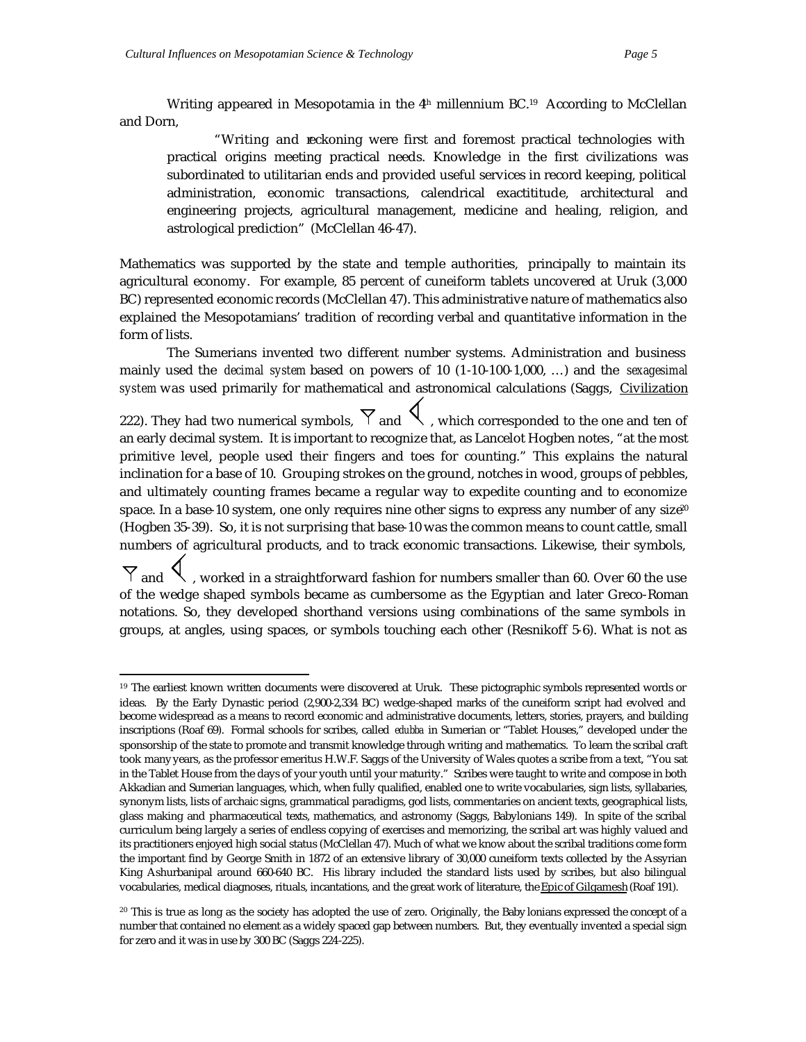Writing appeared in Mesopotamia in the 4th millennium BC.[19] According to McClellan and Dorn,

> "Writing and reckoning were first and foremost practical technologies with practical origins meeting practical needs. Knowledge in the first civilizations was subordinated to utilitarian ends and provided useful services in record keeping, political administration, economic transactions, calendrical exactititude, architectural and engineering projects, agricultural management, medicine and healing, religion, and astrological prediction" (McClellan 46-47).

Mathematics was supported by the state and temple authorities, principally to maintain its agricultural economy. For example, 85 percent of cuneiform tablets uncovered at Uruk (3,000 BC) represented economic records (McClellan 47). This administrative nature of mathematics also explained the Mesopotamians' tradition of recording verbal and quantitative information in the form of lists.

The Sumerians invented two different number systems. Administration and business mainly used the *decimal system* based on powers of 10 (1-10-100-1,000, …) and the *sexagesimal system* was used primarily for mathematical and astronomical calculations (Saggs, Civilization 222). They had two numerical symbols, 𒁹 and 𒌋, which corresponded to the one and ten of an early decimal system. It is important to recognize that, as Lancelot Hogben notes, "at the most primitive level, people used their fingers and toes for counting." This explains the natural inclination for a base of 10. Grouping strokes on the ground, notches in wood, groups of pebbles, and ultimately counting frames became a regular way to expedite counting and to economize space. In a base-10 system, one only requires nine other signs to express any number of any size[20] (Hogben 35-39). So, it is not surprising that base-10 was the common means to count cattle, small numbers of agricultural products, and to track economic transactions. Likewise, their symbols, 𒁹 and 𒌋, worked in a straightforward fashion for numbers smaller than 60. Over 60 the use of the wedge shaped symbols became as cumbersome as the Egyptian and later Greco-Roman notations. So, they developed shorthand versions using combinations of the same symbols in groups, at angles, using spaces, or symbols touching each other (Resnikoff 5-6). What is not as

---

[19] The earliest known written documents were discovered at Uruk. These pictographic symbols represented words or ideas. By the Early Dynastic period (2,900-2,334 BC) wedge-shaped marks of the cuneiform script had evolved and become widespread as a means to record economic and administrative documents, letters, stories, prayers, and building inscriptions (Roaf 69). Formal schools for scribes, called *edubba* in Sumerian or "Tablet Houses," developed under the sponsorship of the state to promote and transmit knowledge through writing and mathematics. To learn the scribal craft took many years, as the professor emeritus H.W.F. Saggs of the University of Wales quotes a scribe from a text, "You sat in the Tablet House from the days of your youth until your maturity." Scribes were taught to write and compose in both Akkadian and Sumerian languages, which, when fully qualified, enabled one to write vocabularies, sign lists, syllabaries, synonym lists, lists of archaic signs, grammatical paradigms, god lists, commentaries on ancient texts, geographical lists, glass making and pharmaceutical texts, mathematics, and astronomy (Saggs, Babylonians 149). In spite of the scribal curriculum being largely a series of endless copying of exercises and memorizing, the scribal art was highly valued and its practitioners enjoyed high social status (McClellan 47). Much of what we know about the scribal traditions come form the important find by George Smith in 1872 of an extensive library of 30,000 cuneiform texts collected by the Assyrian King Ashurbanipal around 660-640 BC. His library included the standard lists used by scribes, but also bilingual vocabularies, medical diagnoses, rituals, incantations, and the great work of literature, the Epic of Gilgamesh (Roaf 191).

[20] This is true as long as the society has adopted the use of zero. Originally, the Babylonians expressed the concept of a number that contained no element as a widely spaced gap between numbers. But, they eventually invented a special sign for zero and it was in use by 300 BC (Saggs 224-225).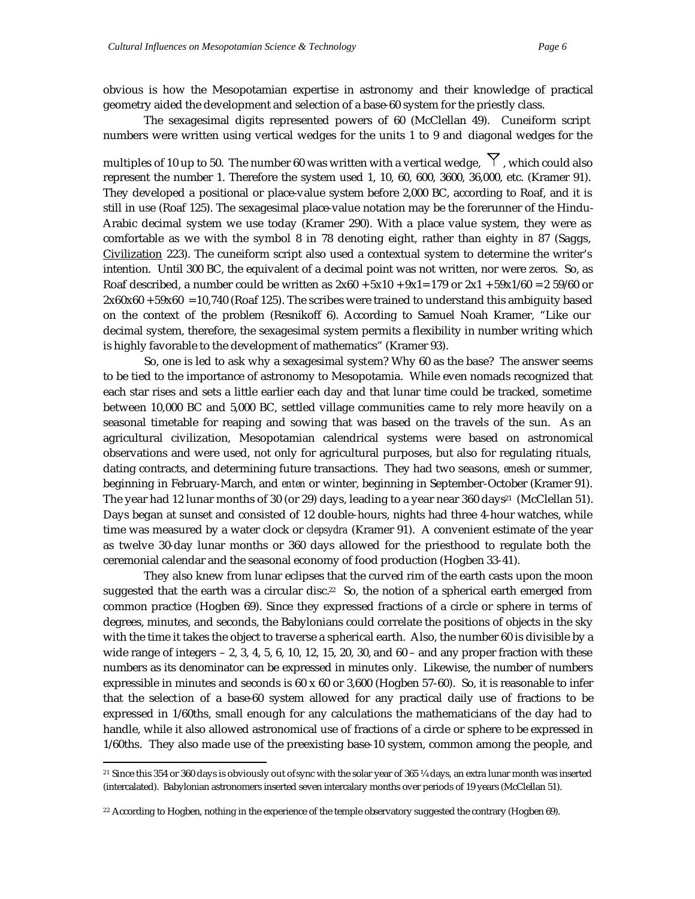obvious is how the Mesopotamian expertise in astronomy and their knowledge of practical geometry aided the development and selection of a base-60 system for the priestly class.

The sexagesimal digits represented powers of 60 (McClellan 49). Cuneiform script numbers were written using vertical wedges for the units 1 to 9 and diagonal wedges for the multiples of 10 up to 50. The number 60 was written with a vertical wedge, 𒁹, which could also represent the number 1. Therefore the system used 1, 10, 60, 600, 3600, 36,000, etc. (Kramer 91). They developed a positional or place-value system before 2,000 BC, according to Roaf, and it is still in use (Roaf 125). The sexagesimal place-value notation may be the forerunner of the Hindu-Arabic decimal system we use today (Kramer 290). With a place value system, they were as comfortable as we with the symbol 8 in 78 denoting eight, rather than eighty in 87 (Saggs, Civilization 223). The cuneiform script also used a contextual system to determine the writer's intention. Until 300 BC, the equivalent of a decimal point was not written, nor were zeros. So, as Roaf described, a number could be written as 2x60 + 5x10 + 9x1= 179 or 2x1 + 59x1/60 = 2 59/60 or 2x60x60 + 59x60 = 10,740 (Roaf 125). The scribes were trained to understand this ambiguity based on the context of the problem (Resnikoff 6). According to Samuel Noah Kramer, "Like our decimal system, therefore, the sexagesimal system permits a flexibility in number writing which is highly favorable to the development of mathematics" (Kramer 93).

So, one is led to ask why a sexagesimal system? Why 60 as the base? The answer seems to be tied to the importance of astronomy to Mesopotamia. While even nomads recognized that each star rises and sets a little earlier each day and that lunar time could be tracked, sometime between 10,000 BC and 5,000 BC, settled village communities came to rely more heavily on a seasonal timetable for reaping and sowing that was based on the travels of the sun. As an agricultural civilization, Mesopotamian calendrical systems were based on astronomical observations and were used, not only for agricultural purposes, but also for regulating rituals, dating contracts, and determining future transactions. They had two seasons, *emesh* or summer, beginning in February-March, and *enten* or winter, beginning in September-October (Kramer 91). The year had 12 lunar months of 30 (or 29) days, leading to a year near 360 days[21] (McClellan 51). Days began at sunset and consisted of 12 double-hours, nights had three 4-hour watches, while time was measured by a water clock or *clepsydra* (Kramer 91). A convenient estimate of the year as twelve 30-day lunar months or 360 days allowed for the priesthood to regulate both the ceremonial calendar and the seasonal economy of food production (Hogben 33-41).

They also knew from lunar eclipses that the curved rim of the earth casts upon the moon suggested that the earth was a circular disc.[22] So, the notion of a spherical earth emerged from common practice (Hogben 69). Since they expressed fractions of a circle or sphere in terms of degrees, minutes, and seconds, the Babylonians could correlate the positions of objects in the sky with the time it takes the object to traverse a spherical earth. Also, the number 60 is divisible by a wide range of integers – 2, 3, 4, 5, 6, 10, 12, 15, 20, 30, and 60 – and any proper fraction with these numbers as its denominator can be expressed in minutes only. Likewise, the number of numbers expressible in minutes and seconds is 60 x 60 or 3,600 (Hogben 57-60). So, it is reasonable to infer that the selection of a base-60 system allowed for any practical daily use of fractions to be expressed in 1/60ths, small enough for any calculations the mathematicians of the day had to handle, while it also allowed astronomical use of fractions of a circle or sphere to be expressed in 1/60ths. They also made use of the preexisting base-10 system, common among the people, and

---

[21] Since this 354 or 360 days is obviously out of sync with the solar year of 365 ¼ days, an extra lunar month was inserted (intercalated). Babylonian astronomers inserted seven intercalary months over periods of 19 years (McClellan 51).

[22] According to Hogben, nothing in the experience of the temple observatory suggested the contrary (Hogben 69).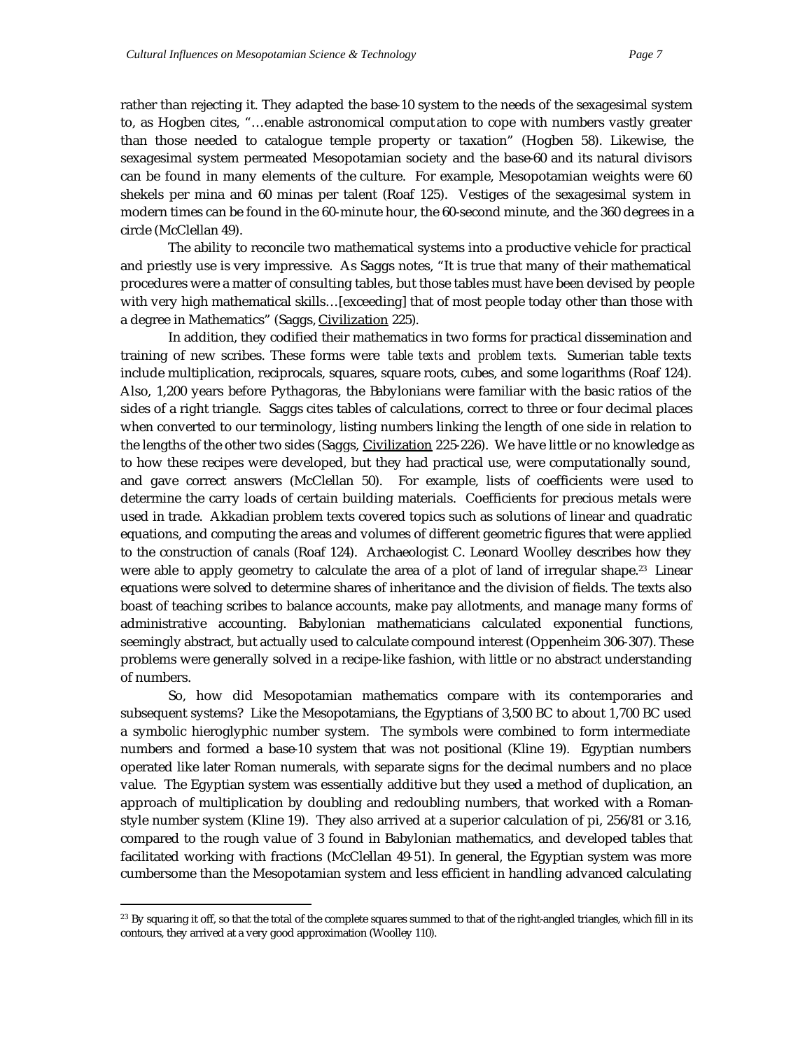rather than rejecting it. They adapted the base-10 system to the needs of the sexagesimal system to, as Hogben cites, "…enable astronomical computation to cope with numbers vastly greater than those needed to catalogue temple property or taxation" (Hogben 58). Likewise, the sexagesimal system permeated Mesopotamian society and the base-60 and its natural divisors can be found in many elements of the culture. For example, Mesopotamian weights were 60 shekels per mina and 60 minas per talent (Roaf 125). Vestiges of the sexagesimal system in modern times can be found in the 60-minute hour, the 60-second minute, and the 360 degrees in a circle (McClellan 49).

The ability to reconcile two mathematical systems into a productive vehicle for practical and priestly use is very impressive. As Saggs notes, "It is true that many of their mathematical procedures were a matter of consulting tables, but those tables must have been devised by people with very high mathematical skills…[exceeding] that of most people today other than those with a degree in Mathematics" (Saggs, <u>Civilization</u> 225).

In addition, they codified their mathematics in two forms for practical dissemination and training of new scribes. These forms were *table texts* and *problem texts*. Sumerian table texts include multiplication, reciprocals, squares, square roots, cubes, and some logarithms (Roaf 124). Also, 1,200 years before Pythagoras, the Babylonians were familiar with the basic ratios of the sides of a right triangle. Saggs cites tables of calculations, correct to three or four decimal places when converted to our terminology, listing numbers linking the length of one side in relation to the lengths of the other two sides (Saggs, <u>Civilization</u> 225-226). We have little or no knowledge as to how these recipes were developed, but they had practical use, were computationally sound, and gave correct answers (McClellan 50). For example, lists of coefficients were used to determine the carry loads of certain building materials. Coefficients for precious metals were used in trade. Akkadian problem texts covered topics such as solutions of linear and quadratic equations, and computing the areas and volumes of different geometric figures that were applied to the construction of canals (Roaf 124). Archaeologist C. Leonard Woolley describes how they were able to apply geometry to calculate the area of a plot of land of irregular shape.[23] Linear equations were solved to determine shares of inheritance and the division of fields. The texts also boast of teaching scribes to balance accounts, make pay allotments, and manage many forms of administrative accounting. Babylonian mathematicians calculated exponential functions, seemingly abstract, but actually used to calculate compound interest (Oppenheim 306-307). These problems were generally solved in a recipe-like fashion, with little or no abstract understanding of numbers.

So, how did Mesopotamian mathematics compare with its contemporaries and subsequent systems? Like the Mesopotamians, the Egyptians of 3,500 BC to about 1,700 BC used a symbolic hieroglyphic number system. The symbols were combined to form intermediate numbers and formed a base-10 system that was not positional (Kline 19). Egyptian numbers operated like later Roman numerals, with separate signs for the decimal numbers and no place value. The Egyptian system was essentially additive but they used a method of duplication, an approach of multiplication by doubling and redoubling numbers, that worked with a Roman-style number system (Kline 19). They also arrived at a superior calculation of pi, 256/81 or 3.16, compared to the rough value of 3 found in Babylonian mathematics, and developed tables that facilitated working with fractions (McClellan 49-51). In general, the Egyptian system was more cumbersome than the Mesopotamian system and less efficient in handling advanced calculating

---

[23] By squaring it off, so that the total of the complete squares summed to that of the right-angled triangles, which fill in its contours, they arrived at a very good approximation (Woolley 110).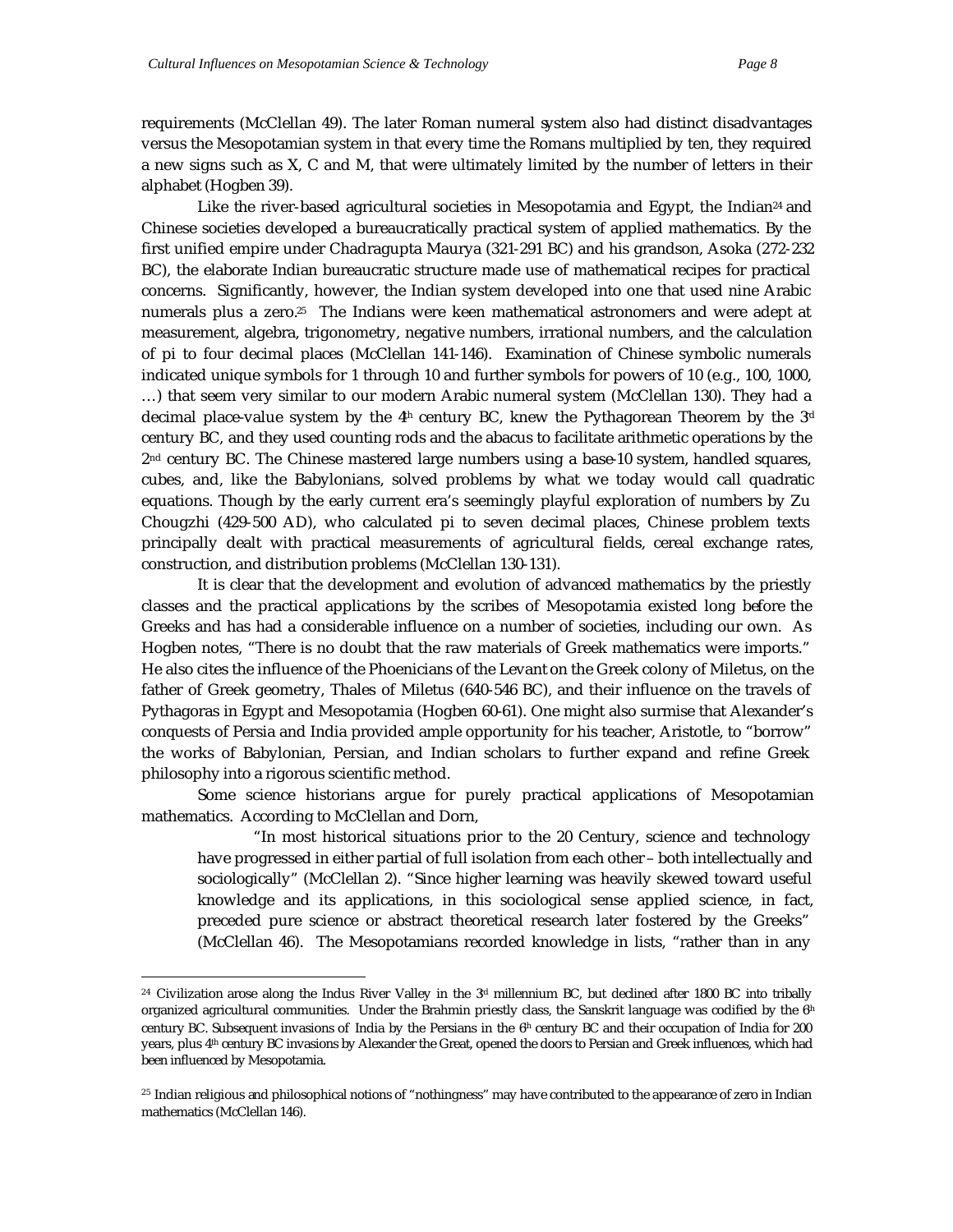requirements (McClellan 49). The later Roman numeral system also had distinct disadvantages versus the Mesopotamian system in that every time the Romans multiplied by ten, they required a new signs such as X, C and M, that were ultimately limited by the number of letters in their alphabet (Hogben 39).

Like the river-based agricultural societies in Mesopotamia and Egypt, the Indian[24] and Chinese societies developed a bureaucratically practical system of applied mathematics. By the first unified empire under Chadragupta Maurya (321-291 BC) and his grandson, Asoka (272-232 BC), the elaborate Indian bureaucratic structure made use of mathematical recipes for practical concerns. Significantly, however, the Indian system developed into one that used nine Arabic numerals plus a zero.[25] The Indians were keen mathematical astronomers and were adept at measurement, algebra, trigonometry, negative numbers, irrational numbers, and the calculation of pi to four decimal places (McClellan 141-146). Examination of Chinese symbolic numerals indicated unique symbols for 1 through 10 and further symbols for powers of 10 (e.g., 100, 1000, …) that seem very similar to our modern Arabic numeral system (McClellan 130). They had a decimal place-value system by the 4th century BC, knew the Pythagorean Theorem by the 3rd century BC, and they used counting rods and the abacus to facilitate arithmetic operations by the 2nd century BC. The Chinese mastered large numbers using a base-10 system, handled squares, cubes, and, like the Babylonians, solved problems by what we today would call quadratic equations. Though by the early current era's seemingly playful exploration of numbers by Zu Chougzhi (429-500 AD), who calculated pi to seven decimal places, Chinese problem texts principally dealt with practical measurements of agricultural fields, cereal exchange rates, construction, and distribution problems (McClellan 130-131).

It is clear that the development and evolution of advanced mathematics by the priestly classes and the practical applications by the scribes of Mesopotamia existed long before the Greeks and has had a considerable influence on a number of societies, including our own. As Hogben notes, "There is no doubt that the raw materials of Greek mathematics were imports." He also cites the influence of the Phoenicians of the Levant on the Greek colony of Miletus, on the father of Greek geometry, Thales of Miletus (640-546 BC), and their influence on the travels of Pythagoras in Egypt and Mesopotamia (Hogben 60-61). One might also surmise that Alexander's conquests of Persia and India provided ample opportunity for his teacher, Aristotle, to "borrow" the works of Babylonian, Persian, and Indian scholars to further expand and refine Greek philosophy into a rigorous scientific method.

Some science historians argue for purely practical applications of Mesopotamian mathematics. According to McClellan and Dorn,

> "In most historical situations prior to the 20 Century, science and technology have progressed in either partial of full isolation from each other – both intellectually and sociologically" (McClellan 2). "Since higher learning was heavily skewed toward useful knowledge and its applications, in this sociological sense applied science, in fact, preceded pure science or abstract theoretical research later fostered by the Greeks" (McClellan 46). The Mesopotamians recorded knowledge in lists, "rather than in any

---

[24] Civilization arose along the Indus River Valley in the 3rd millennium BC, but declined after 1800 BC into tribally organized agricultural communities. Under the Brahmin priestly class, the Sanskrit language was codified by the 6th century BC. Subsequent invasions of India by the Persians in the 6th century BC and their occupation of India for 200 years, plus 4th century BC invasions by Alexander the Great, opened the doors to Persian and Greek influences, which had been influenced by Mesopotamia.

[25] Indian religious and philosophical notions of "nothingness" may have contributed to the appearance of zero in Indian mathematics (McClellan 146).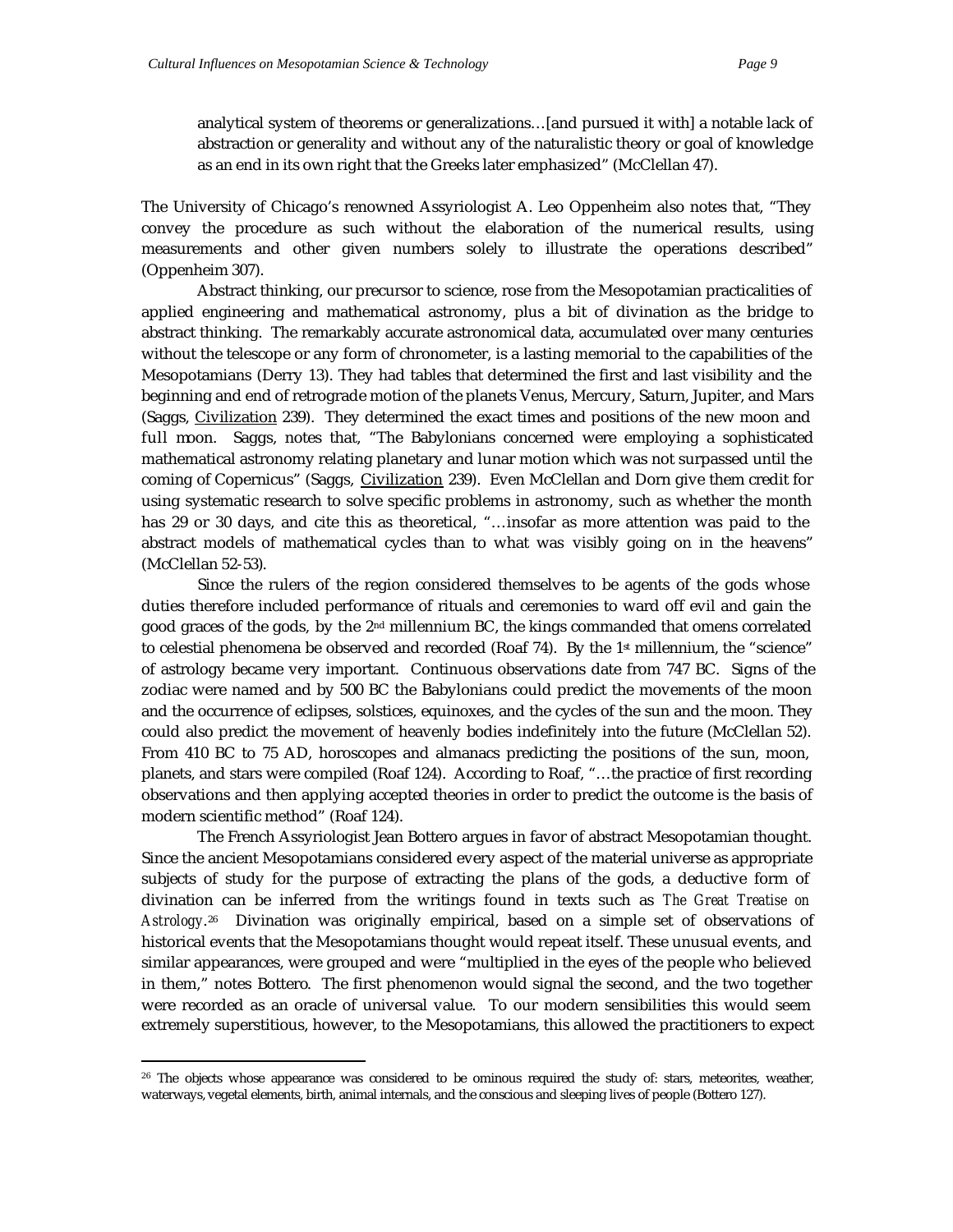> analytical system of theorems or generalizations…[and pursued it with] a notable lack of abstraction or generality and without any of the naturalistic theory or goal of knowledge as an end in its own right that the Greeks later emphasized" (McClellan 47).

The University of Chicago's renowned Assyriologist A. Leo Oppenheim also notes that, "They convey the procedure as such without the elaboration of the numerical results, using measurements and other given numbers solely to illustrate the operations described" (Oppenheim 307).

Abstract thinking, our precursor to science, rose from the Mesopotamian practicalities of applied engineering and mathematical astronomy, plus a bit of divination as the bridge to abstract thinking. The remarkably accurate astronomical data, accumulated over many centuries without the telescope or any form of chronometer, is a lasting memorial to the capabilities of the Mesopotamians (Derry 13). They had tables that determined the first and last visibility and the beginning and end of retrograde motion of the planets Venus, Mercury, Saturn, Jupiter, and Mars (Saggs, Civilization 239). They determined the exact times and positions of the new moon and full moon. Saggs, notes that, "The Babylonians concerned were employing a sophisticated mathematical astronomy relating planetary and lunar motion which was not surpassed until the coming of Copernicus" (Saggs, Civilization 239). Even McClellan and Dorn give them credit for using systematic research to solve specific problems in astronomy, such as whether the month has 29 or 30 days, and cite this as theoretical, "…insofar as more attention was paid to the abstract models of mathematical cycles than to what was visibly going on in the heavens" (McClellan 52-53).

Since the rulers of the region considered themselves to be agents of the gods whose duties therefore included performance of rituals and ceremonies to ward off evil and gain the good graces of the gods, by the 2nd millennium BC, the kings commanded that omens correlated to celestial phenomena be observed and recorded (Roaf 74). By the 1st millennium, the "science" of astrology became very important. Continuous observations date from 747 BC. Signs of the zodiac were named and by 500 BC the Babylonians could predict the movements of the moon and the occurrence of eclipses, solstices, equinoxes, and the cycles of the sun and the moon. They could also predict the movement of heavenly bodies indefinitely into the future (McClellan 52). From 410 BC to 75 AD, horoscopes and almanacs predicting the positions of the sun, moon, planets, and stars were compiled (Roaf 124). According to Roaf, "…the practice of first recording observations and then applying accepted theories in order to predict the outcome is the basis of modern scientific method" (Roaf 124).

The French Assyriologist Jean Bottero argues in favor of abstract Mesopotamian thought. Since the ancient Mesopotamians considered every aspect of the material universe as appropriate subjects of study for the purpose of extracting the plans of the gods, a deductive form of divination can be inferred from the writings found in texts such as *The Great Treatise on Astrology*.[26] Divination was originally empirical, based on a simple set of observations of historical events that the Mesopotamians thought would repeat itself. These unusual events, and similar appearances, were grouped and were "multiplied in the eyes of the people who believed in them," notes Bottero. The first phenomenon would signal the second, and the two together were recorded as an oracle of universal value. To our modern sensibilities this would seem extremely superstitious, however, to the Mesopotamians, this allowed the practitioners to expect

---

[26] The objects whose appearance was considered to be ominous required the study of: stars, meteorites, weather, waterways, vegetal elements, birth, animal internals, and the conscious and sleeping lives of people (Bottero 127).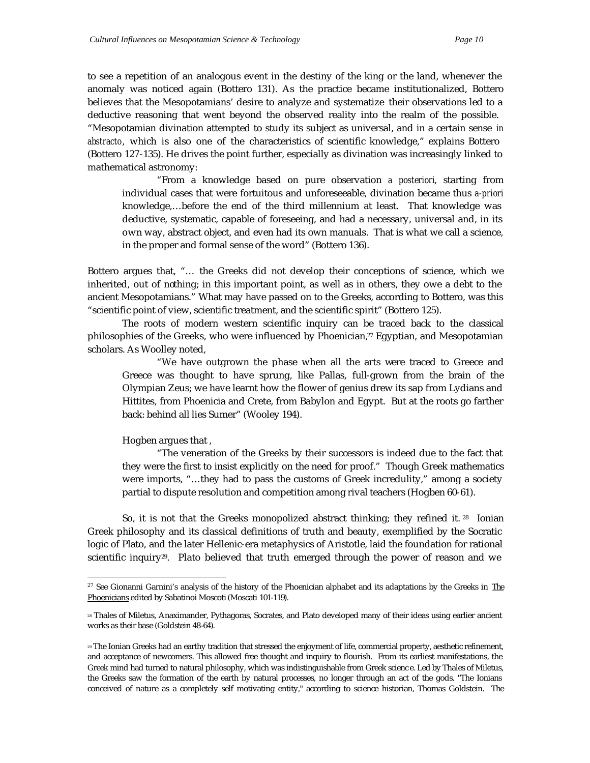to see a repetition of an analogous event in the destiny of the king or the land, whenever the anomaly was noticed again (Bottero 131). As the practice became institutionalized, Bottero believes that the Mesopotamians' desire to analyze and systematize their observations led to a deductive reasoning that went beyond the observed reality into the realm of the possible. "Mesopotamian divination attempted to study its subject as universal, and in a certain sense *in abstracto*, which is also one of the characteristics of scientific knowledge," explains Bottero (Bottero 127-135). He drives the point further, especially as divination was increasingly linked to mathematical astronomy:

> "From a knowledge based on pure observation *a posteriori*, starting from individual cases that were fortuitous and unforeseeable, divination became thus *a-priori* knowledge,…before the end of the third millennium at least. That knowledge was deductive, systematic, capable of foreseeing, and had a necessary, universal and, in its own way, abstract object, and even had its own manuals. That is what we call a science, in the proper and formal sense of the word" (Bottero 136).

Bottero argues that, "… the Greeks did not develop their conceptions of science, which we inherited, out of nothing; in this important point, as well as in others, they owe a debt to the ancient Mesopotamians." What may have passed on to the Greeks, according to Bottero, was this "scientific point of view, scientific treatment, and the scientific spirit" (Bottero 125).

The roots of modern western scientific inquiry can be traced back to the classical philosophies of the Greeks, who were influenced by Phoenician,[27] Egyptian, and Mesopotamian scholars. As Woolley noted,

> "We have outgrown the phase when all the arts were traced to Greece and Greece was thought to have sprung, like Pallas, full-grown from the brain of the Olympian Zeus; we have learnt how the flower of genius drew its sap from Lydians and Hittites, from Phoenicia and Crete, from Babylon and Egypt. But at the roots go farther back: behind all lies Sumer" (Wooley 194).

Hogben argues that ,

> "The veneration of the Greeks by their successors is indeed due to the fact that they were the first to insist explicitly on the need for proof." Though Greek mathematics were imports, "…they had to pass the customs of Greek incredulity," among a society partial to dispute resolution and competition among rival teachers (Hogben 60-61).

So, it is not that the Greeks monopolized abstract thinking; they refined it.[28] Ionian Greek philosophy and its classical definitions of truth and beauty, exemplified by the Socratic logic of Plato, and the later Hellenic-era metaphysics of Aristotle, laid the foundation for rational scientific inquiry[29]. Plato believed that truth emerged through the power of reason and we

---

[27] See Gionanni Garnini's analysis of the history of the Phoenician alphabet and its adaptations by the Greeks in The Phoenicians edited by Sabatinoi Moscoti (Moscati 101-119).

[28] Thales of Miletus, Anaximander, Pythagoras, Socrates, and Plato developed many of their ideas using earlier ancient works as their base (Goldstein 48-64).

[29] The Ionian Greeks had an earthy tradition that stressed the enjoyment of life, commercial property, aesthetic refinement, and acceptance of newcomers. This allowed free thought and inquiry to flourish. From its earliest manifestations, the Greek mind had turned to natural philosophy, which was indistinguishable from Greek science. Led by Thales of Miletus, the Greeks saw the formation of the earth by natural processes, no longer through an act of the gods. "The Ionians conceived of nature as a completely self motivating entity," according to science historian, Thomas Goldstein. The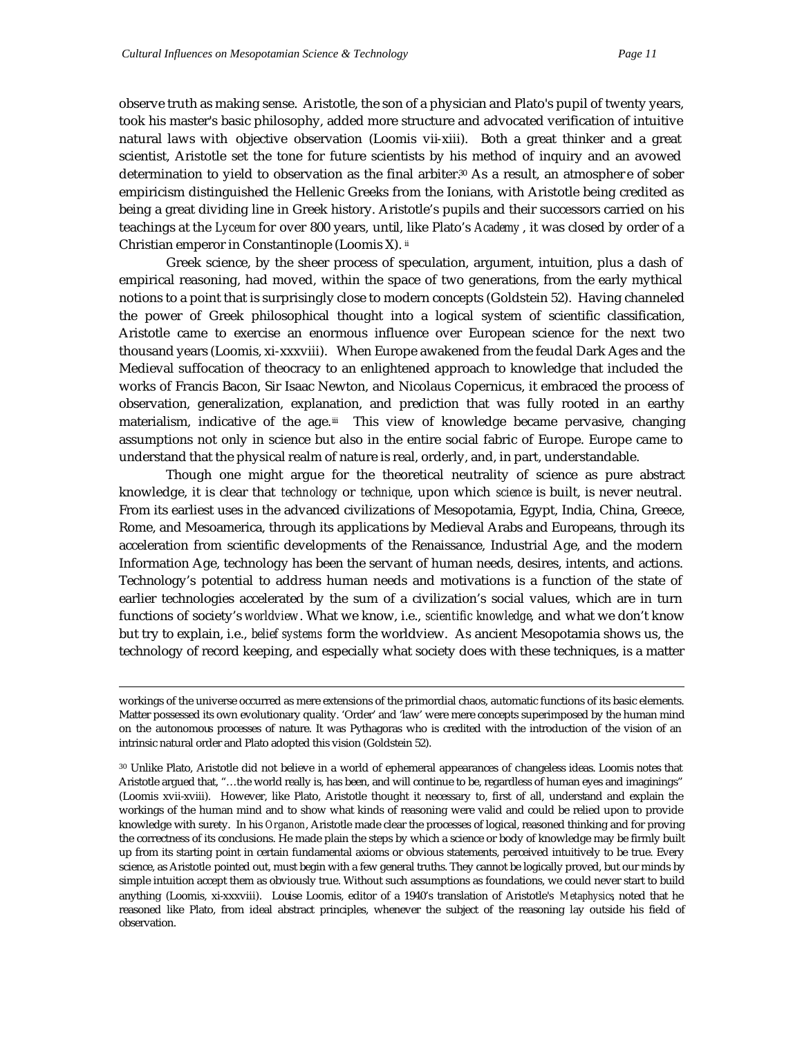observe truth as making sense. Aristotle, the son of a physician and Plato's pupil of twenty years, took his master's basic philosophy, added more structure and advocated verification of intuitive natural laws with objective observation (Loomis vii-xiii). Both a great thinker and a great scientist, Aristotle set the tone for future scientists by his method of inquiry and an avowed determination to yield to observation as the final arbiter.[30] As a result, an atmosphere of sober empiricism distinguished the Hellenic Greeks from the Ionians, with Aristotle being credited as being a great dividing line in Greek history. Aristotle's pupils and their successors carried on his teachings at the *Lyceum* for over 800 years, until, like Plato's *Academy*, it was closed by order of a Christian emperor in Constantinople (Loomis X).[ii]

Greek science, by the sheer process of speculation, argument, intuition, plus a dash of empirical reasoning, had moved, within the space of two generations, from the early mythical notions to a point that is surprisingly close to modern concepts (Goldstein 52). Having channeled the power of Greek philosophical thought into a logical system of scientific classification, Aristotle came to exercise an enormous influence over European science for the next two thousand years (Loomis, xi-xxxviii). When Europe awakened from the feudal Dark Ages and the Medieval suffocation of theocracy to an enlightened approach to knowledge that included the works of Francis Bacon, Sir Isaac Newton, and Nicolaus Copernicus, it embraced the process of observation, generalization, explanation, and prediction that was fully rooted in an earthy materialism, indicative of the age.[iii] This view of knowledge became pervasive, changing assumptions not only in science but also in the entire social fabric of Europe. Europe came to understand that the physical realm of nature is real, orderly, and, in part, understandable.

Though one might argue for the theoretical neutrality of science as pure abstract knowledge, it is clear that *technology* or *technique*, upon which *science* is built, is never neutral. From its earliest uses in the advanced civilizations of Mesopotamia, Egypt, India, China, Greece, Rome, and Mesoamerica, through its applications by Medieval Arabs and Europeans, through its acceleration from scientific developments of the Renaissance, Industrial Age, and the modern Information Age, technology has been the servant of human needs, desires, intents, and actions. Technology's potential to address human needs and motivations is a function of the state of earlier technologies accelerated by the sum of a civilization's social values, which are in turn functions of society's *worldview*. What we know, i.e., *scientific knowledge*, and what we don't know but try to explain, i.e., *belief systems* form the worldview. As ancient Mesopotamia shows us, the technology of record keeping, and especially what society does with these techniques, is a matter

---

workings of the universe occurred as mere extensions of the primordial chaos, automatic functions of its basic elements. Matter possessed its own evolutionary quality. 'Order' and 'law' were mere concepts superimposed by the human mind on the autonomous processes of nature. It was Pythagoras who is credited with the introduction of the vision of an intrinsic natural order and Plato adopted this vision (Goldstein 52).

[30] Unlike Plato, Aristotle did not believe in a world of ephemeral appearances of changeless ideas. Loomis notes that Aristotle argued that, "…the world really is, has been, and will continue to be, regardless of human eyes and imaginings" (Loomis xvii-xviii). However, like Plato, Aristotle thought it necessary to, first of all, understand and explain the workings of the human mind and to show what kinds of reasoning were valid and could be relied upon to provide knowledge with surety. In his *Organon*, Aristotle made clear the processes of logical, reasoned thinking and for proving the correctness of its conclusions. He made plain the steps by which a science or body of knowledge may be firmly built up from its starting point in certain fundamental axioms or obvious statements, perceived intuitively to be true. Every science, as Aristotle pointed out, must begin with a few general truths. They cannot be logically proved, but our minds by simple intuition accept them as obviously true. Without such assumptions as foundations, we could never start to build anything (Loomis, xi-xxxviii). Louise Loomis, editor of a 1940's translation of Aristotle's *Metaphysics*, noted that he reasoned like Plato, from ideal abstract principles, whenever the subject of the reasoning lay outside his field of observation.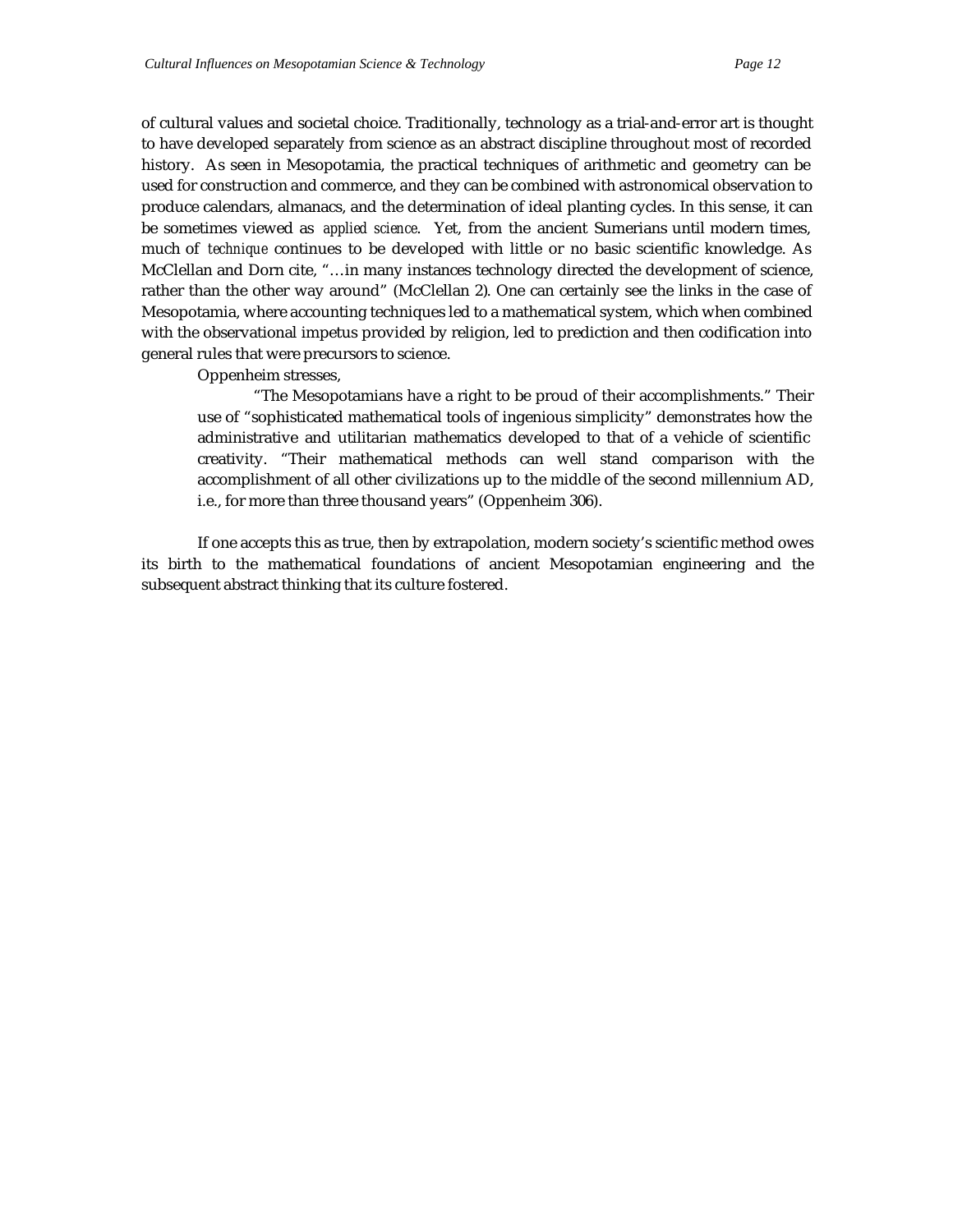of cultural values and societal choice. Traditionally, technology as a trial-and-error art is thought to have developed separately from science as an abstract discipline throughout most of recorded history. As seen in Mesopotamia, the practical techniques of arithmetic and geometry can be used for construction and commerce, and they can be combined with astronomical observation to produce calendars, almanacs, and the determination of ideal planting cycles. In this sense, it can be sometimes viewed as *applied science*. Yet, from the ancient Sumerians until modern times, much of *technique* continues to be developed with little or no basic scientific knowledge. As McClellan and Dorn cite, "…in many instances technology directed the development of science, rather than the other way around" (McClellan 2). One can certainly see the links in the case of Mesopotamia, where accounting techniques led to a mathematical system, which when combined with the observational impetus provided by religion, led to prediction and then codification into general rules that were precursors to science.

Oppenheim stresses,

> "The Mesopotamians have a right to be proud of their accomplishments." Their use of "sophisticated mathematical tools of ingenious simplicity" demonstrates how the administrative and utilitarian mathematics developed to that of a vehicle of scientific creativity. "Their mathematical methods can well stand comparison with the accomplishment of all other civilizations up to the middle of the second millennium AD, i.e., for more than three thousand years" (Oppenheim 306).

If one accepts this as true, then by extrapolation, modern society's scientific method owes its birth to the mathematical foundations of ancient Mesopotamian engineering and the subsequent abstract thinking that its culture fostered.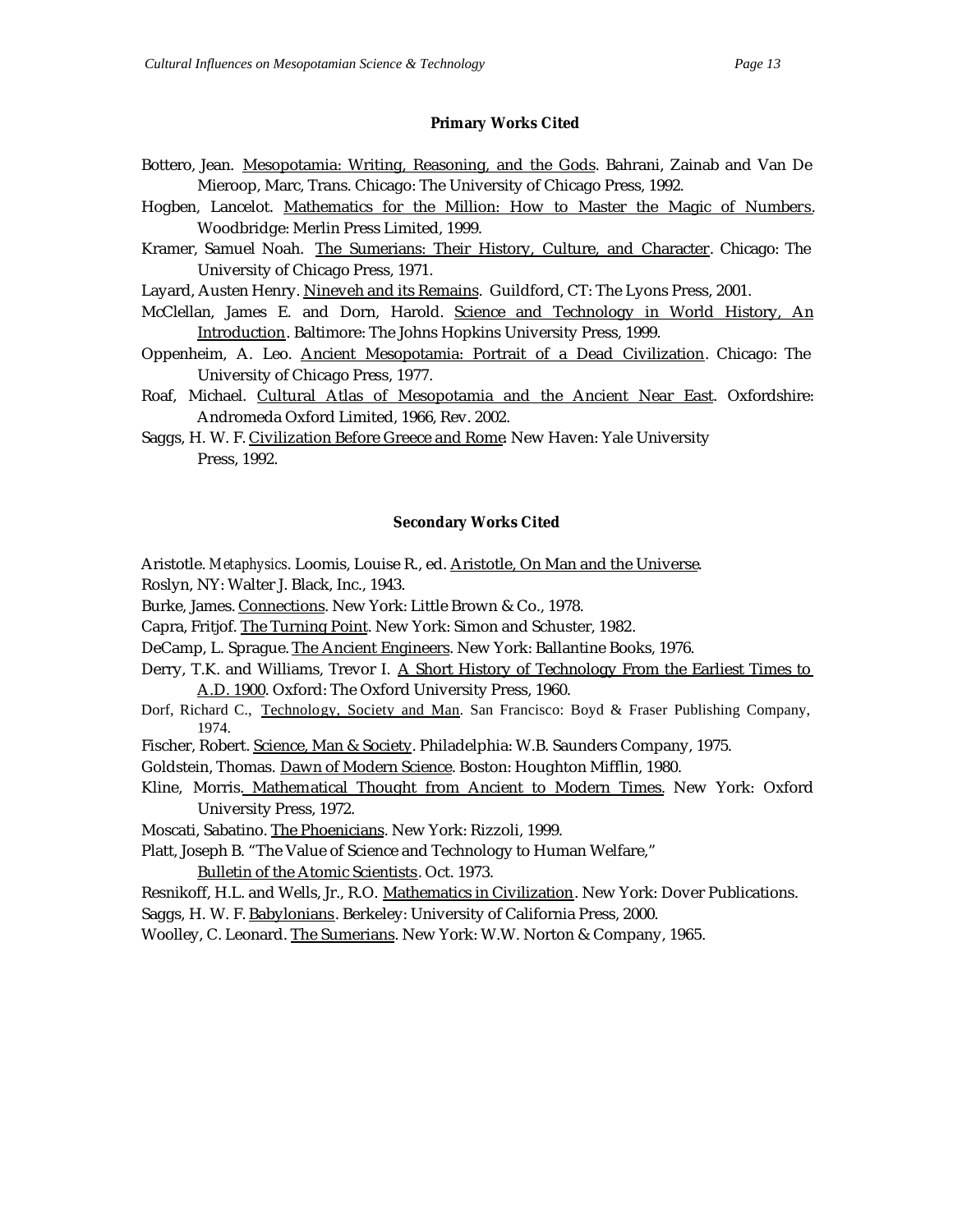**Primary Works Cited**

Bottero, Jean. Mesopotamia: Writing, Reasoning, and the Gods. Bahrani, Zainab and Van De Mieroop, Marc, Trans. Chicago: The University of Chicago Press, 1992.

Hogben, Lancelot. Mathematics for the Million: How to Master the Magic of Numbers. Woodbridge: Merlin Press Limited, 1999.

Kramer, Samuel Noah. The Sumerians: Their History, Culture, and Character. Chicago: The University of Chicago Press, 1971.

Layard, Austen Henry. Nineveh and its Remains. Guildford, CT: The Lyons Press, 2001.

McClellan, James E. and Dorn, Harold. Science and Technology in World History, An Introduction. Baltimore: The Johns Hopkins University Press, 1999.

Oppenheim, A. Leo. Ancient Mesopotamia: Portrait of a Dead Civilization. Chicago: The University of Chicago Press, 1977.

Roaf, Michael. Cultural Atlas of Mesopotamia and the Ancient Near East. Oxfordshire: Andromeda Oxford Limited, 1966, Rev. 2002.

Saggs, H. W. F. Civilization Before Greece and Rome. New Haven: Yale University Press, 1992.

**Secondary Works Cited**

Aristotle. *Metaphysics*. Loomis, Louise R., ed. Aristotle, On Man and the Universe. Roslyn, NY: Walter J. Black, Inc., 1943.

Burke, James. Connections. New York: Little Brown & Co., 1978.

Capra, Fritjof. The Turning Point. New York: Simon and Schuster, 1982.

DeCamp, L. Sprague. The Ancient Engineers. New York: Ballantine Books, 1976.

Derry, T.K. and Williams, Trevor I. A Short History of Technology From the Earliest Times to A.D. 1900. Oxford: The Oxford University Press, 1960.

Dorf, Richard C., Technology, Society and Man. San Francisco: Boyd & Fraser Publishing Company, 1974.

Fischer, Robert. Science, Man & Society. Philadelphia: W.B. Saunders Company, 1975.

Goldstein, Thomas. Dawn of Modern Science. Boston: Houghton Mifflin, 1980.

Kline, Morris. Mathematical Thought from Ancient to Modern Times. New York: Oxford University Press, 1972.

Moscati, Sabatino. The Phoenicians. New York: Rizzoli, 1999.

Platt, Joseph B. "The Value of Science and Technology to Human Welfare," Bulletin of the Atomic Scientists. Oct. 1973.

Resnikoff, H.L. and Wells, Jr., R.O. Mathematics in Civilization. New York: Dover Publications.

Saggs, H. W. F. Babylonians. Berkeley: University of California Press, 2000.

Woolley, C. Leonard. The Sumerians. New York: W.W. Norton & Company, 1965.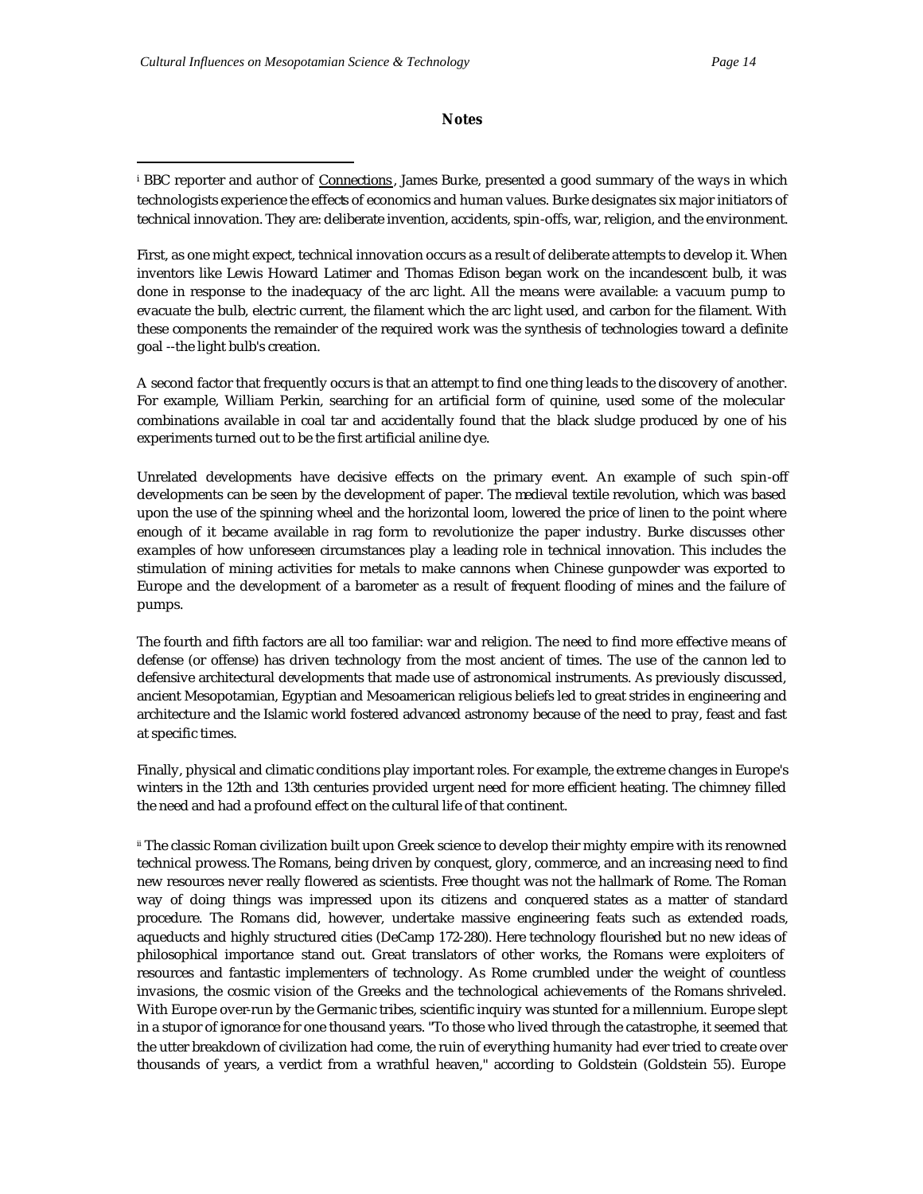## Notes

[i] BBC reporter and author of Connections, James Burke, presented a good summary of the ways in which technologists experience the effects of economics and human values. Burke designates six major initiators of technical innovation. They are: deliberate invention, accidents, spin-offs, war, religion, and the environment.

First, as one might expect, technical innovation occurs as a result of deliberate attempts to develop it. When inventors like Lewis Howard Latimer and Thomas Edison began work on the incandescent bulb, it was done in response to the inadequacy of the arc light. All the means were available: a vacuum pump to evacuate the bulb, electric current, the filament which the arc light used, and carbon for the filament. With these components the remainder of the required work was the synthesis of technologies toward a definite goal --the light bulb's creation.

A second factor that frequently occurs is that an attempt to find one thing leads to the discovery of another. For example, William Perkin, searching for an artificial form of quinine, used some of the molecular combinations available in coal tar and accidentally found that the black sludge produced by one of his experiments turned out to be the first artificial aniline dye.

Unrelated developments have decisive effects on the primary event. An example of such spin-off developments can be seen by the development of paper. The medieval textile revolution, which was based upon the use of the spinning wheel and the horizontal loom, lowered the price of linen to the point where enough of it became available in rag form to revolutionize the paper industry. Burke discusses other examples of how unforeseen circumstances play a leading role in technical innovation. This includes the stimulation of mining activities for metals to make cannons when Chinese gunpowder was exported to Europe and the development of a barometer as a result of frequent flooding of mines and the failure of pumps.

The fourth and fifth factors are all too familiar: war and religion. The need to find more effective means of defense (or offense) has driven technology from the most ancient of times. The use of the cannon led to defensive architectural developments that made use of astronomical instruments. As previously discussed, ancient Mesopotamian, Egyptian and Mesoamerican religious beliefs led to great strides in engineering and architecture and the Islamic world fostered advanced astronomy because of the need to pray, feast and fast at specific times.

Finally, physical and climatic conditions play important roles. For example, the extreme changes in Europe's winters in the 12th and 13th centuries provided urgent need for more efficient heating. The chimney filled the need and had a profound effect on the cultural life of that continent.

[ii] The classic Roman civilization built upon Greek science to develop their mighty empire with its renowned technical prowess. The Romans, being driven by conquest, glory, commerce, and an increasing need to find new resources never really flowered as scientists. Free thought was not the hallmark of Rome. The Roman way of doing things was impressed upon its citizens and conquered states as a matter of standard procedure. The Romans did, however, undertake massive engineering feats such as extended roads, aqueducts and highly structured cities (DeCamp 172-280). Here technology flourished but no new ideas of philosophical importance stand out. Great translators of other works, the Romans were exploiters of resources and fantastic implementers of technology. As Rome crumbled under the weight of countless invasions, the cosmic vision of the Greeks and the technological achievements of the Romans shriveled. With Europe over-run by the Germanic tribes, scientific inquiry was stunted for a millennium. Europe slept in a stupor of ignorance for one thousand years. "To those who lived through the catastrophe, it seemed that the utter breakdown of civilization had come, the ruin of everything humanity had ever tried to create over thousands of years, a verdict from a wrathful heaven," according to Goldstein (Goldstein 55). Europe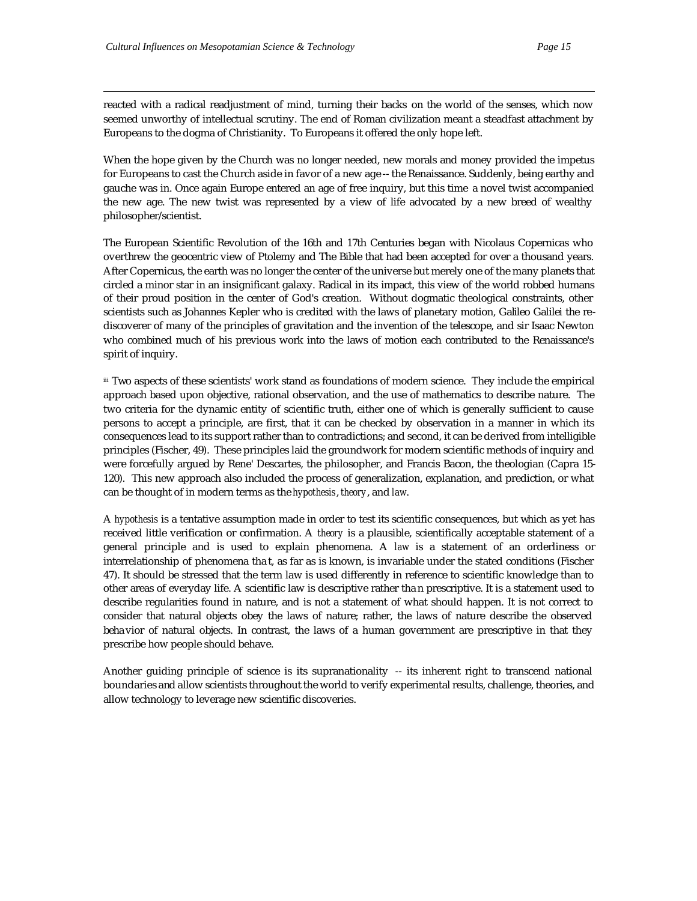reacted with a radical readjustment of mind, turning their backs on the world of the senses, which now seemed unworthy of intellectual scrutiny. The end of Roman civilization meant a steadfast attachment by Europeans to the dogma of Christianity. To Europeans it offered the only hope left.

When the hope given by the Church was no longer needed, new morals and money provided the impetus for Europeans to cast the Church aside in favor of a new age -- the Renaissance. Suddenly, being earthy and gauche was in. Once again Europe entered an age of free inquiry, but this time a novel twist accompanied the new age. The new twist was represented by a view of life advocated by a new breed of wealthy philosopher/scientist.

The European Scientific Revolution of the 16th and 17th Centuries began with Nicolaus Copernicas who overthrew the geocentric view of Ptolemy and The Bible that had been accepted for over a thousand years. After Copernicus, the earth was no longer the center of the universe but merely one of the many planets that circled a minor star in an insignificant galaxy. Radical in its impact, this view of the world robbed humans of their proud position in the center of God's creation. Without dogmatic theological constraints, other scientists such as Johannes Kepler who is credited with the laws of planetary motion, Galileo Galilei the re-discoverer of many of the principles of gravitation and the invention of the telescope, and sir Isaac Newton who combined much of his previous work into the laws of motion each contributed to the Renaissance's spirit of inquiry.

[iii] Two aspects of these scientists' work stand as foundations of modern science. They include the empirical approach based upon objective, rational observation, and the use of mathematics to describe nature. The two criteria for the dynamic entity of scientific truth, either one of which is generally sufficient to cause persons to accept a principle, are first, that it can be checked by observation in a manner in which its consequences lead to its support rather than to contradictions; and second, it can be derived from intelligible principles (Fischer, 49). These principles laid the groundwork for modern scientific methods of inquiry and were forcefully argued by Rene' Descartes, the philosopher, and Francis Bacon, the theologian (Capra 15-120). This new approach also included the process of generalization, explanation, and prediction, or what can be thought of in modern terms as the *hypothesis*, *theory*, and *law*.

A *hypothesis* is a tentative assumption made in order to test its scientific consequences, but which as yet has received little verification or confirmation. A *theory* is a plausible, scientifically acceptable statement of a general principle and is used to explain phenomena. A *law* is a statement of an orderliness or interrelationship of phenomena that, as far as is known, is invariable under the stated conditions (Fischer 47). It should be stressed that the term law is used differently in reference to scientific knowledge than to other areas of everyday life. A scientific law is descriptive rather than prescriptive. It is a statement used to describe regularities found in nature, and is not a statement of what should happen. It is not correct to consider that natural objects obey the laws of nature; rather, the laws of nature describe the observed behavior of natural objects. In contrast, the laws of a human government are prescriptive in that they prescribe how people should behave.

Another guiding principle of science is its supranationality -- its inherent right to transcend national boundaries and allow scientists throughout the world to verify experimental results, challenge, theories, and allow technology to leverage new scientific discoveries.